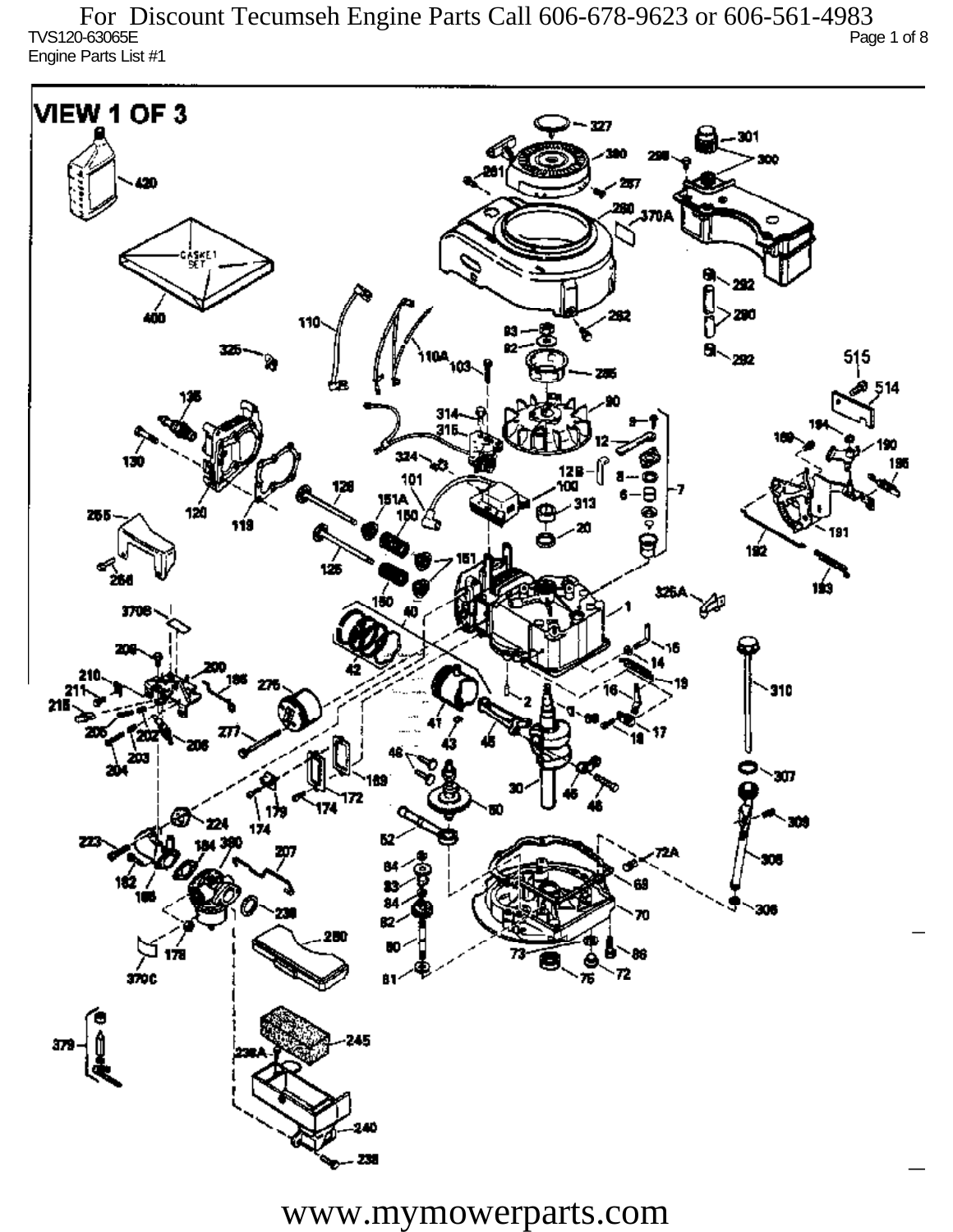For Discount Tecumseh Engine Parts Call 606-678-9623 or 606-561-4983

TVS120-63065E

Engine Parts List #1

# VIEW 1 OF 3

www.mymowerparts.com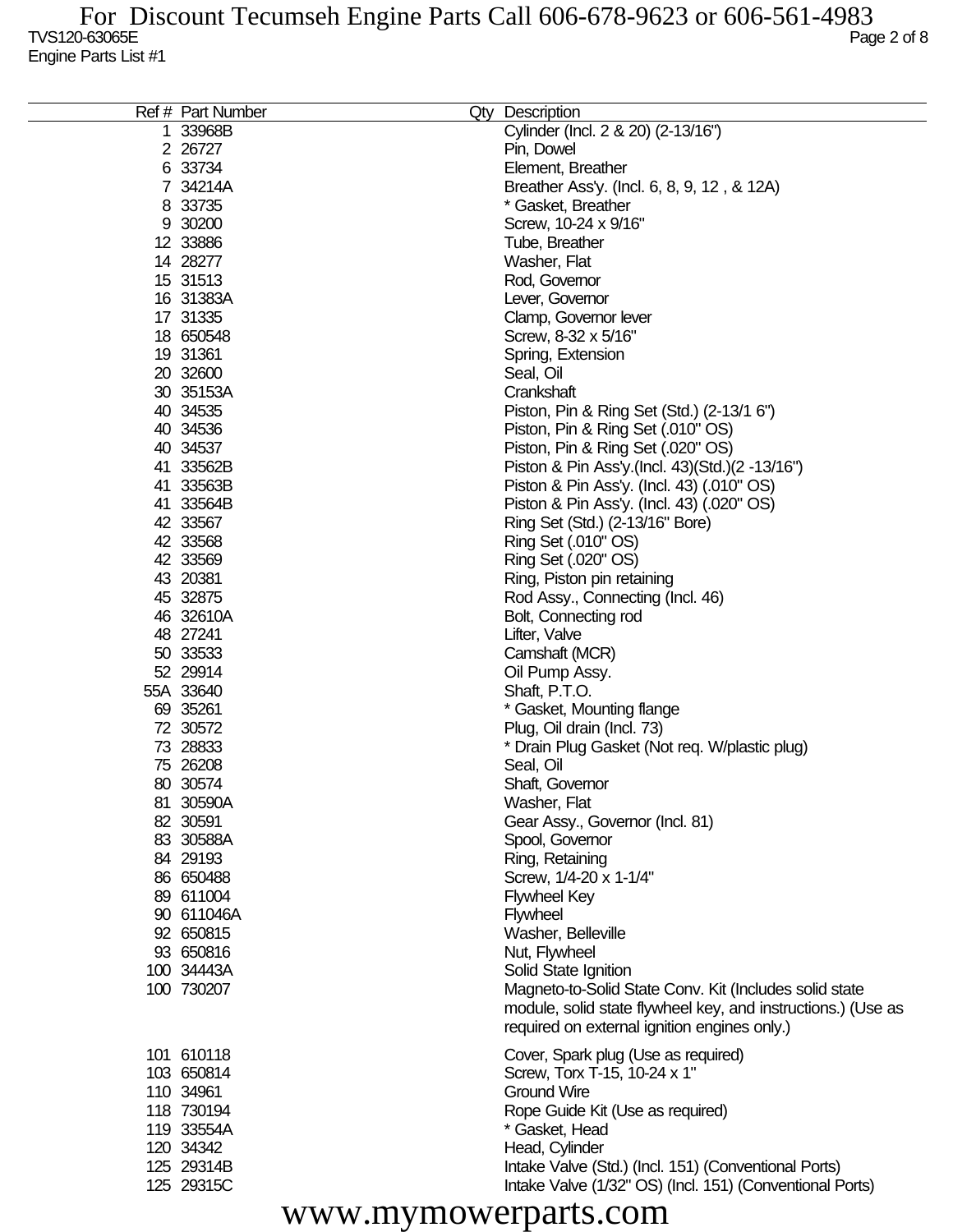| Ref # | Part Number | Qty | Description |
|---|---|---|---|
| 1 | 33968B | | Cylinder (Incl. 2 & 20) (2-13/16") |
| 2 | 26727 | | Pin, Dowel |
| 6 | 33734 | | Element, Breather |
| 7 | 34214A | | Breather Ass'y. (Incl. 6, 8, 9, 12 , & 12A) |
| 8 | 33735 | | * Gasket, Breather |
| 9 | 30200 | | Screw, 10-24 x 9/16" |
| 12 | 33886 | | Tube, Breather |
| 14 | 28277 | | Washer, Flat |
| 15 | 31513 | | Rod, Governor |
| 16 | 31383A | | Lever, Governor |
| 17 | 31335 | | Clamp, Governor lever |
| 18 | 650548 | | Screw, 8-32 x 5/16" |
| 19 | 31361 | | Spring, Extension |
| 20 | 32600 | | Seal, Oil |
| 30 | 35153A | | Crankshaft |
| 40 | 34535 | | Piston, Pin & Ring Set (Std.) (2-13/1 6") |
| 40 | 34536 | | Piston, Pin & Ring Set (.010" OS) |
| 40 | 34537 | | Piston, Pin & Ring Set (.020" OS) |
| 41 | 33562B | | Piston & Pin Ass'y.(Incl. 43)(Std.)(2 -13/16") |
| 41 | 33563B | | Piston & Pin Ass'y. (Incl. 43) (.010" OS) |
| 41 | 33564B | | Piston & Pin Ass'y. (Incl. 43) (.020" OS) |
| 42 | 33567 | | Ring Set (Std.) (2-13/16" Bore) |
| 42 | 33568 | | Ring Set (.010" OS) |
| 42 | 33569 | | Ring Set (.020" OS) |
| 43 | 20381 | | Ring, Piston pin retaining |
| 45 | 32875 | | Rod Assy., Connecting (Incl. 46) |
| 46 | 32610A | | Bolt, Connecting rod |
| 48 | 27241 | | Lifter, Valve |
| 50 | 33533 | | Camshaft (MCR) |
| 52 | 29914 | | Oil Pump Assy. |
| 55A | 33640 | | Shaft, P.T.O. |
| 69 | 35261 | | * Gasket, Mounting flange |
| 72 | 30572 | | Plug, Oil drain (Incl. 73) |
| 73 | 28833 | | * Drain Plug Gasket (Not req. W/plastic plug) |
| 75 | 26208 | | Seal, Oil |
| 80 | 30574 | | Shaft, Governor |
| 81 | 30590A | | Washer, Flat |
| 82 | 30591 | | Gear Assy., Governor (Incl. 81) |
| 83 | 30588A | | Spool, Governor |
| 84 | 29193 | | Ring, Retaining |
| 86 | 650488 | | Screw, 1/4-20 x 1-1/4" |
| 89 | 611004 | | Flywheel Key |
| 90 | 611046A | | Flywheel |
| 92 | 650815 | | Washer, Belleville |
| 93 | 650816 | | Nut, Flywheel |
| 100 | 34443A | | Solid State Ignition |
| 100 | 730207 | | Magneto-to-Solid State Conv. Kit (Includes solid state module, solid state flywheel key, and instructions.) (Use as required on external ignition engines only.) |
| 101 | 610118 | | Cover, Spark plug (Use as required) |
| 103 | 650814 | | Screw, Torx T-15, 10-24 x 1" |
| 110 | 34961 | | Ground Wire |
| 118 | 730194 | | Rope Guide Kit (Use as required) |
| 119 | 33554A | | * Gasket, Head |
| 120 | 34342 | | Head, Cylinder |
| 125 | 29314B | | Intake Valve (Std.) (Incl. 151) (Conventional Ports) |
| 125 | 29315C | | Intake Valve (1/32" OS) (Incl. 151) (Conventional Ports) |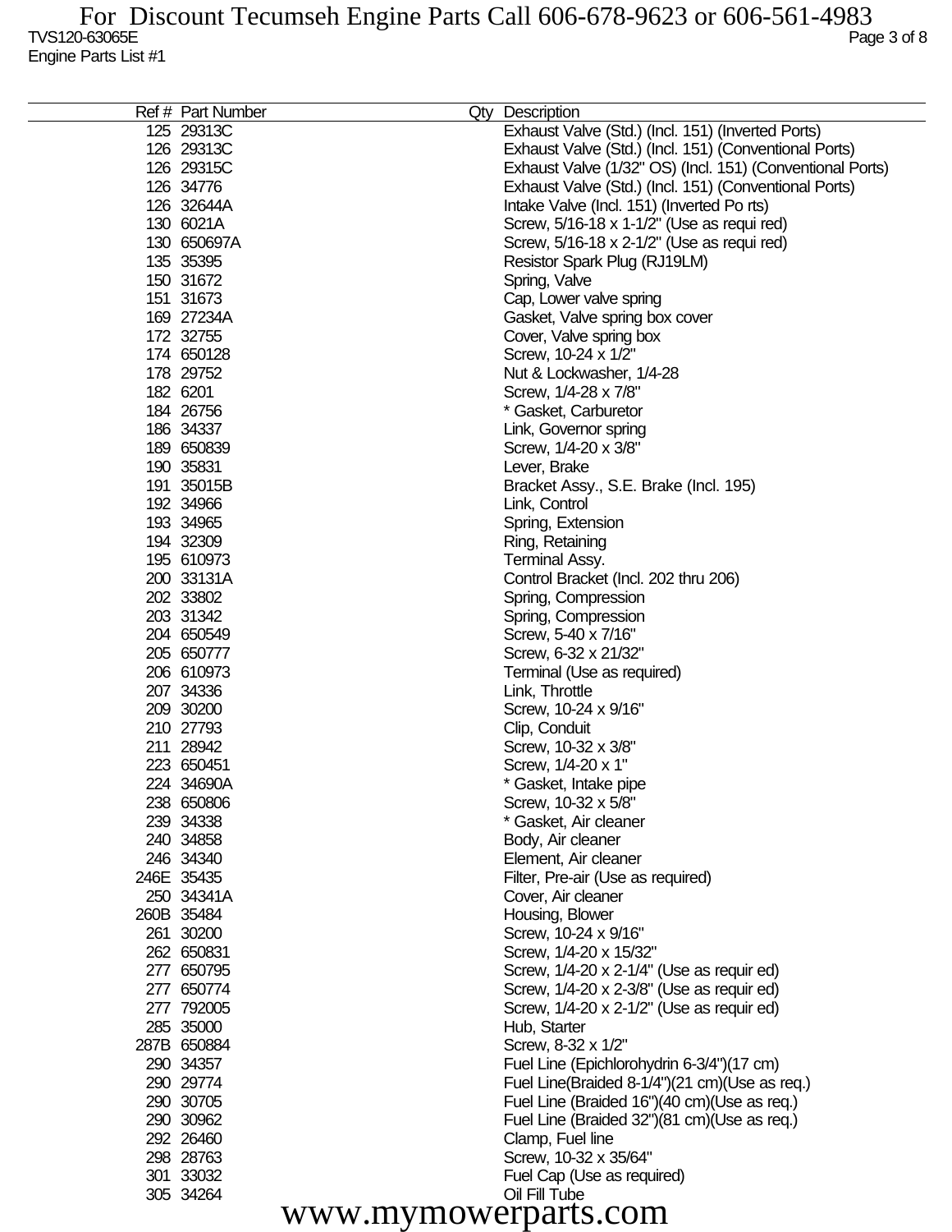| Ref # | Part Number | Qty | Description |
|---|---|---|---|
| 125 | 29313C | | Exhaust Valve (Std.) (Incl. 151) (Inverted Ports) |
| 126 | 29313C | | Exhaust Valve (Std.) (Incl. 151) (Conventional Ports) |
| 126 | 29315C | | Exhaust Valve (1/32" OS) (Incl. 151) (Conventional Ports) |
| 126 | 34776 | | Exhaust Valve (Std.) (Incl. 151) (Conventional Ports) |
| 126 | 32644A | | Intake Valve (Incl. 151) (Inverted Po rts) |
| 130 | 6021A | | Screw, 5/16-18 x 1-1/2" (Use as requi red) |
| 130 | 650697A | | Screw, 5/16-18 x 2-1/2" (Use as requi red) |
| 135 | 35395 | | Resistor Spark Plug (RJ19LM) |
| 150 | 31672 | | Spring, Valve |
| 151 | 31673 | | Cap, Lower valve spring |
| 169 | 27234A | | Gasket, Valve spring box cover |
| 172 | 32755 | | Cover, Valve spring box |
| 174 | 650128 | | Screw, 10-24 x 1/2" |
| 178 | 29752 | | Nut & Lockwasher, 1/4-28 |
| 182 | 6201 | | Screw, 1/4-28 x 7/8" |
| 184 | 26756 | | * Gasket, Carburetor |
| 186 | 34337 | | Link, Governor spring |
| 189 | 650839 | | Screw, 1/4-20 x 3/8" |
| 190 | 35831 | | Lever, Brake |
| 191 | 35015B | | Bracket Assy., S.E. Brake (Incl. 195) |
| 192 | 34966 | | Link, Control |
| 193 | 34965 | | Spring, Extension |
| 194 | 32309 | | Ring, Retaining |
| 195 | 610973 | | Terminal Assy. |
| 200 | 33131A | | Control Bracket (Incl. 202 thru 206) |
| 202 | 33802 | | Spring, Compression |
| 203 | 31342 | | Spring, Compression |
| 204 | 650549 | | Screw, 5-40 x 7/16" |
| 205 | 650777 | | Screw, 6-32 x 21/32" |
| 206 | 610973 | | Terminal (Use as required) |
| 207 | 34336 | | Link, Throttle |
| 209 | 30200 | | Screw, 10-24 x 9/16" |
| 210 | 27793 | | Clip, Conduit |
| 211 | 28942 | | Screw, 10-32 x 3/8" |
| 223 | 650451 | | Screw, 1/4-20 x 1" |
| 224 | 34690A | | * Gasket, Intake pipe |
| 238 | 650806 | | Screw, 10-32 x 5/8" |
| 239 | 34338 | | * Gasket, Air cleaner |
| 240 | 34858 | | Body, Air cleaner |
| 246 | 34340 | | Element, Air cleaner |
| 246E | 35435 | | Filter, Pre-air (Use as required) |
| 250 | 34341A | | Cover, Air cleaner |
| 260B | 35484 | | Housing, Blower |
| 261 | 30200 | | Screw, 10-24 x 9/16" |
| 262 | 650831 | | Screw, 1/4-20 x 15/32" |
| 277 | 650795 | | Screw, 1/4-20 x 2-1/4" (Use as requir ed) |
| 277 | 650774 | | Screw, 1/4-20 x 2-3/8" (Use as requir ed) |
| 277 | 792005 | | Screw, 1/4-20 x 2-1/2" (Use as requir ed) |
| 285 | 35000 | | Hub, Starter |
| 287B | 650884 | | Screw, 8-32 x 1/2" |
| 290 | 34357 | | Fuel Line (Epichlorohydrin 6-3/4")(17 cm) |
| 290 | 29774 | | Fuel Line(Braided 8-1/4")(21 cm)(Use as req.) |
| 290 | 30705 | | Fuel Line (Braided 16")(40 cm)(Use as req.) |
| 290 | 30962 | | Fuel Line (Braided 32")(81 cm)(Use as req.) |
| 292 | 26460 | | Clamp, Fuel line |
| 298 | 28763 | | Screw, 10-32 x 35/64" |
| 301 | 33032 | | Fuel Cap (Use as required) |
| 305 | 34264 | | Oil Fill Tube |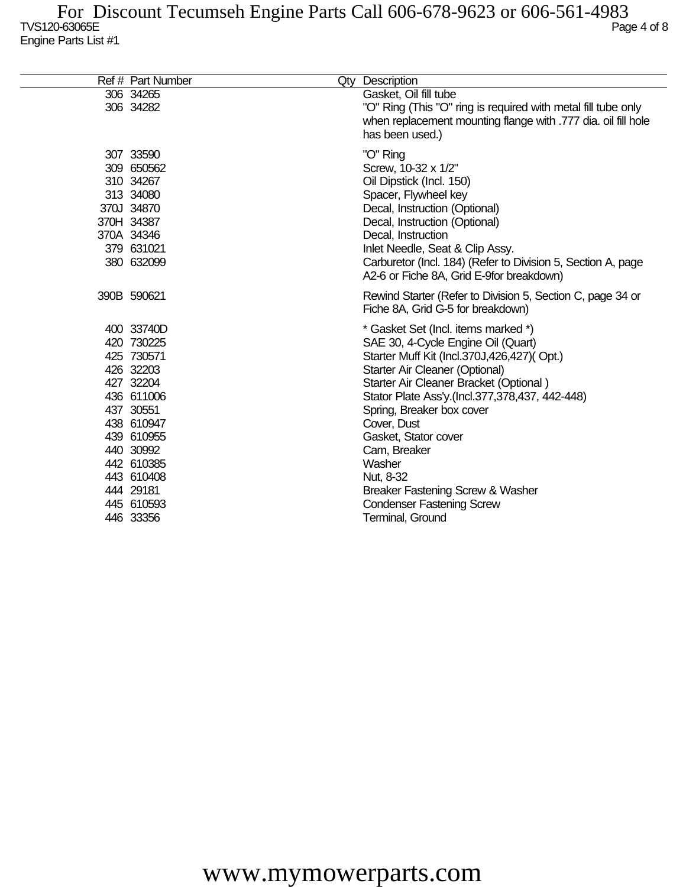| Ref # | Part Number | Qty | Description |
|---|---|---|---|
| 306 | 34265 | | Gasket, Oil fill tube |
| 306 | 34282 | | "O" Ring (This "O" ring is required with metal fill tube only when replacement mounting flange with .777 dia. oil fill hole has been used.) |
| 307 | 33590 | | "O" Ring |
| 309 | 650562 | | Screw, 10-32 x 1/2" |
| 310 | 34267 | | Oil Dipstick (Incl. 150) |
| 313 | 34080 | | Spacer, Flywheel key |
| 370J | 34870 | | Decal, Instruction (Optional) |
| 370H | 34387 | | Decal, Instruction (Optional) |
| 370A | 34346 | | Decal, Instruction |
| 379 | 631021 | | Inlet Needle, Seat & Clip Assy. |
| 380 | 632099 | | Carburetor (Incl. 184) (Refer to Division 5, Section A, page A2-6 or Fiche 8A, Grid E-9for breakdown) |
| 390B | 590621 | | Rewind Starter (Refer to Division 5, Section C, page 34 or Fiche 8A, Grid G-5 for breakdown) |
| 400 | 33740D | | * Gasket Set (Incl. items marked *) |
| 420 | 730225 | | SAE 30, 4-Cycle Engine Oil (Quart) |
| 425 | 730571 | | Starter Muff Kit (Incl.370J,426,427)( Opt.) |
| 426 | 32203 | | Starter Air Cleaner (Optional) |
| 427 | 32204 | | Starter Air Cleaner Bracket (Optional ) |
| 436 | 611006 | | Stator Plate Ass'y.(Incl.377,378,437, 442-448) |
| 437 | 30551 | | Spring, Breaker box cover |
| 438 | 610947 | | Cover, Dust |
| 439 | 610955 | | Gasket, Stator cover |
| 440 | 30992 | | Cam, Breaker |
| 442 | 610385 | | Washer |
| 443 | 610408 | | Nut, 8-32 |
| 444 | 29181 | | Breaker Fastening Screw & Washer |
| 445 | 610593 | | Condenser Fastening Screw |
| 446 | 33356 | | Terminal, Ground |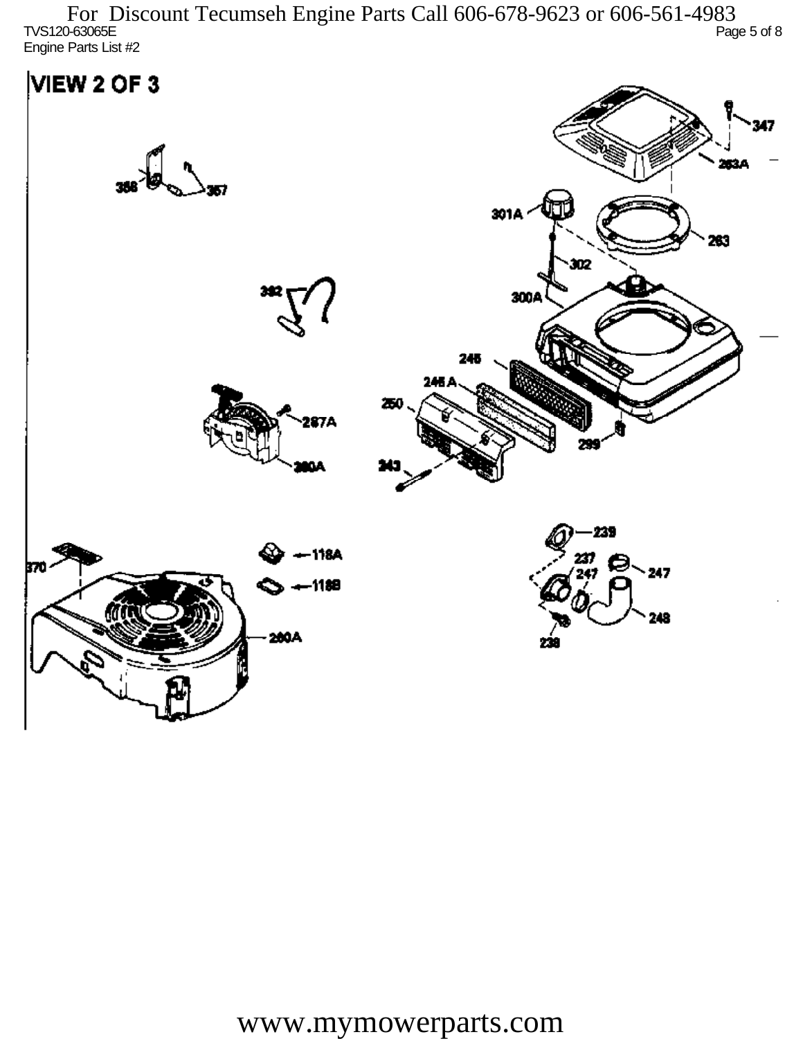For Discount Tecumseh Engine Parts Call 606-678-9623 or 606-561-4983

TVS120-63065E

Engine Parts List #2

# VIEW 2 OF 3

356, 357, 347, 263A, 301A, 263, 302, 392, 300A, 245, 245 A, 250, 287A, 299, 260A, 243, 239, 118A, 237, 247, 247, 370, 118B, 248, 238, 260A

www.mymowerparts.com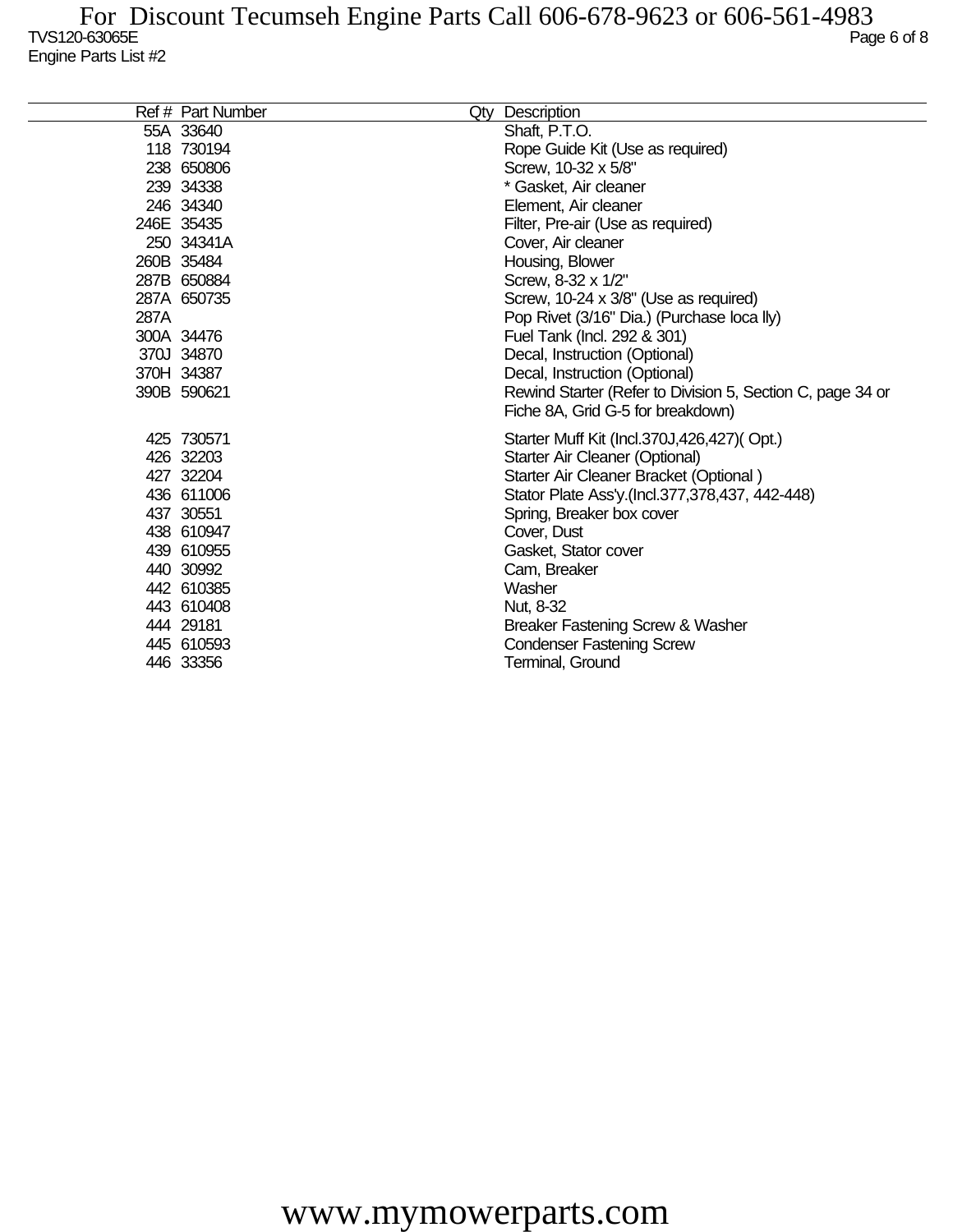TVS120-63065E

Engine Parts List #2

| Ref # | Part Number | Qty | Description |
|---|---|---|---|
| 55A | 33640 | | Shaft, P.T.O. |
| 118 | 730194 | | Rope Guide Kit (Use as required) |
| 238 | 650806 | | Screw, 10-32 x 5/8" |
| 239 | 34338 | | * Gasket, Air cleaner |
| 246 | 34340 | | Element, Air cleaner |
| 246E | 35435 | | Filter, Pre-air (Use as required) |
| 250 | 34341A | | Cover, Air cleaner |
| 260B | 35484 | | Housing, Blower |
| 287B | 650884 | | Screw, 8-32 x 1/2" |
| 287A | 650735 | | Screw, 10-24 x 3/8" (Use as required) |
| 287A | | | Pop Rivet (3/16" Dia.) (Purchase loca lly) |
| 300A | 34476 | | Fuel Tank (Incl. 292 & 301) |
| 370J | 34870 | | Decal, Instruction (Optional) |
| 370H | 34387 | | Decal, Instruction (Optional) |
| 390B | 590621 | | Rewind Starter (Refer to Division 5, Section C, page 34 or Fiche 8A, Grid G-5 for breakdown) |
| 425 | 730571 | | Starter Muff Kit (Incl.370J,426,427)( Opt.) |
| 426 | 32203 | | Starter Air Cleaner (Optional) |
| 427 | 32204 | | Starter Air Cleaner Bracket (Optional ) |
| 436 | 611006 | | Stator Plate Ass'y.(Incl.377,378,437, 442-448) |
| 437 | 30551 | | Spring, Breaker box cover |
| 438 | 610947 | | Cover, Dust |
| 439 | 610955 | | Gasket, Stator cover |
| 440 | 30992 | | Cam, Breaker |
| 442 | 610385 | | Washer |
| 443 | 610408 | | Nut, 8-32 |
| 444 | 29181 | | Breaker Fastening Screw & Washer |
| 445 | 610593 | | Condenser Fastening Screw |
| 446 | 33356 | | Terminal, Ground |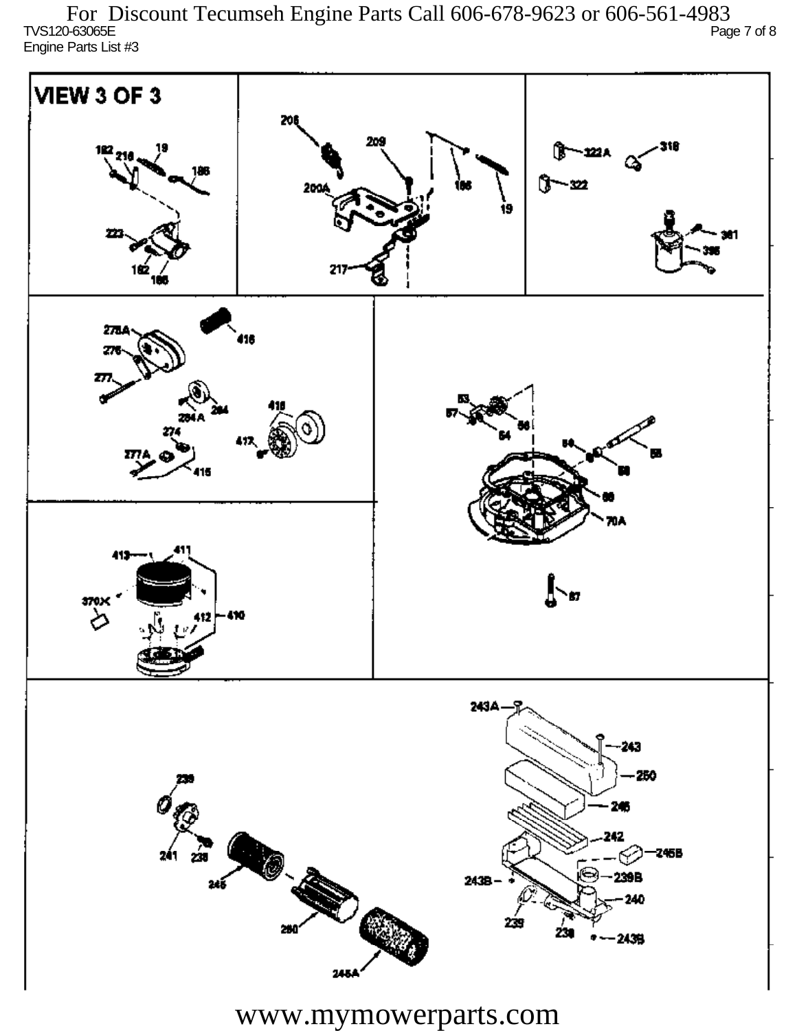For Discount Tecumseh Engine Parts Call 606-678-9623 or 606-561-4983

TVS120-63065E

Engine Parts List #3

VIEW 3 OF 3

182 218 19 186 223 182 186

206 209 200A 186 19 217

322A 318 322 361 395

278A 416 276 277 284 284A 274 418 417 277A 415

53 57 54 56 59 58 58 66 70A 67

413 411 370X 412 410

243A 243 250 246 242 245B 243B 239B 240 239 238 243B

239 241 238 245 280 245A

www.mymowerparts.com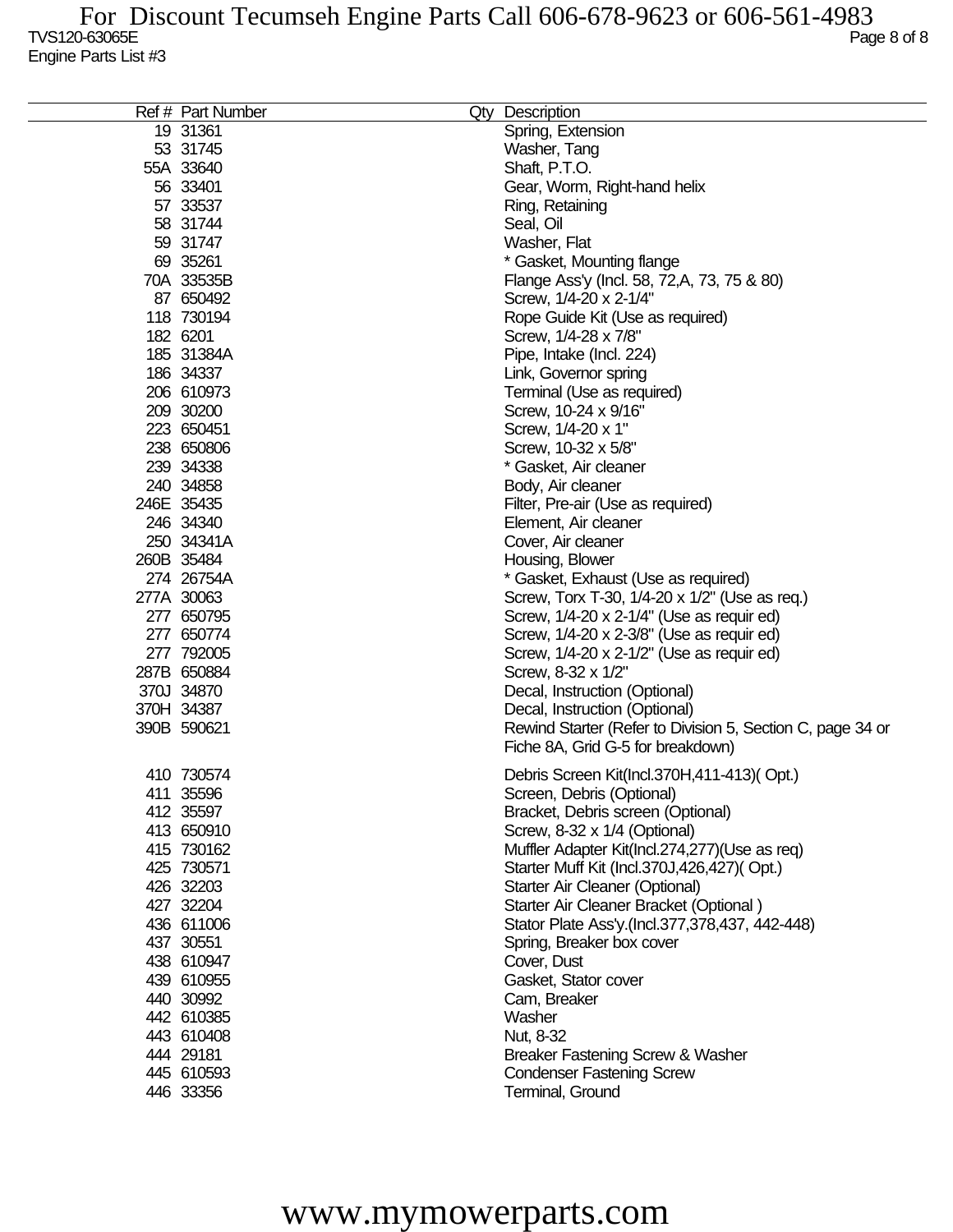| Ref # | Part Number | Qty | Description |
|---|---|---|---|
| 19 | 31361 | | Spring, Extension |
| 53 | 31745 | | Washer, Tang |
| 55A | 33640 | | Shaft, P.T.O. |
| 56 | 33401 | | Gear, Worm, Right-hand helix |
| 57 | 33537 | | Ring, Retaining |
| 58 | 31744 | | Seal, Oil |
| 59 | 31747 | | Washer, Flat |
| 69 | 35261 | | * Gasket, Mounting flange |
| 70A | 33535B | | Flange Ass'y (Incl. 58, 72,A, 73, 75 & 80) |
| 87 | 650492 | | Screw, 1/4-20 x 2-1/4" |
| 118 | 730194 | | Rope Guide Kit (Use as required) |
| 182 | 6201 | | Screw, 1/4-28 x 7/8" |
| 185 | 31384A | | Pipe, Intake (Incl. 224) |
| 186 | 34337 | | Link, Governor spring |
| 206 | 610973 | | Terminal (Use as required) |
| 209 | 30200 | | Screw, 10-24 x 9/16" |
| 223 | 650451 | | Screw, 1/4-20 x 1" |
| 238 | 650806 | | Screw, 10-32 x 5/8" |
| 239 | 34338 | | * Gasket, Air cleaner |
| 240 | 34858 | | Body, Air cleaner |
| 246E | 35435 | | Filter, Pre-air (Use as required) |
| 246 | 34340 | | Element, Air cleaner |
| 250 | 34341A | | Cover, Air cleaner |
| 260B | 35484 | | Housing, Blower |
| 274 | 26754A | | * Gasket, Exhaust (Use as required) |
| 277A | 30063 | | Screw, Torx T-30, 1/4-20 x 1/2" (Use as req.) |
| 277 | 650795 | | Screw, 1/4-20 x 2-1/4" (Use as requir ed) |
| 277 | 650774 | | Screw, 1/4-20 x 2-3/8" (Use as requir ed) |
| 277 | 792005 | | Screw, 1/4-20 x 2-1/2" (Use as requir ed) |
| 287B | 650884 | | Screw, 8-32 x 1/2" |
| 370J | 34870 | | Decal, Instruction (Optional) |
| 370H | 34387 | | Decal, Instruction (Optional) |
| 390B | 590621 | | Rewind Starter (Refer to Division 5, Section C, page 34 or Fiche 8A, Grid G-5 for breakdown) |
| 410 | 730574 | | Debris Screen Kit(Incl.370H,411-413)( Opt.) |
| 411 | 35596 | | Screen, Debris (Optional) |
| 412 | 35597 | | Bracket, Debris screen (Optional) |
| 413 | 650910 | | Screw, 8-32 x 1/4 (Optional) |
| 415 | 730162 | | Muffler Adapter Kit(Incl.274,277)(Use as req) |
| 425 | 730571 | | Starter Muff Kit (Incl.370J,426,427)( Opt.) |
| 426 | 32203 | | Starter Air Cleaner (Optional) |
| 427 | 32204 | | Starter Air Cleaner Bracket (Optional ) |
| 436 | 611006 | | Stator Plate Ass'y.(Incl.377,378,437, 442-448) |
| 437 | 30551 | | Spring, Breaker box cover |
| 438 | 610947 | | Cover, Dust |
| 439 | 610955 | | Gasket, Stator cover |
| 440 | 30992 | | Cam, Breaker |
| 442 | 610385 | | Washer |
| 443 | 610408 | | Nut, 8-32 |
| 444 | 29181 | | Breaker Fastening Screw & Washer |
| 445 | 610593 | | Condenser Fastening Screw |
| 446 | 33356 | | Terminal, Ground |